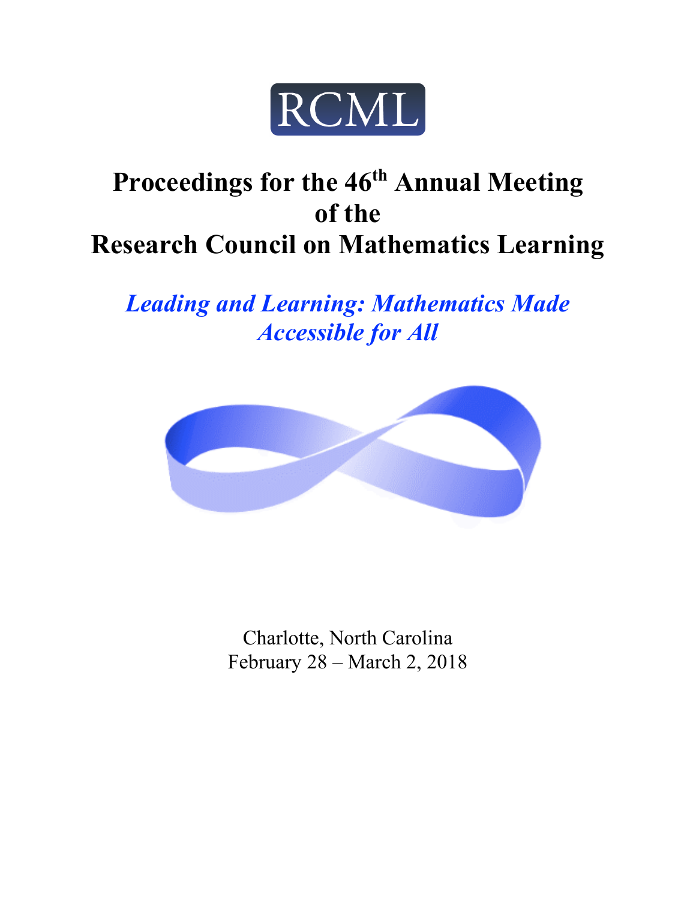RCML

# Proceedings for the 46th Annual Meeting of the Research Council on Mathematics Learning

## *Leading and Learning: Mathematics Made Accessible for All*

Charlotte, North Carolina
February 28 – March 2, 2018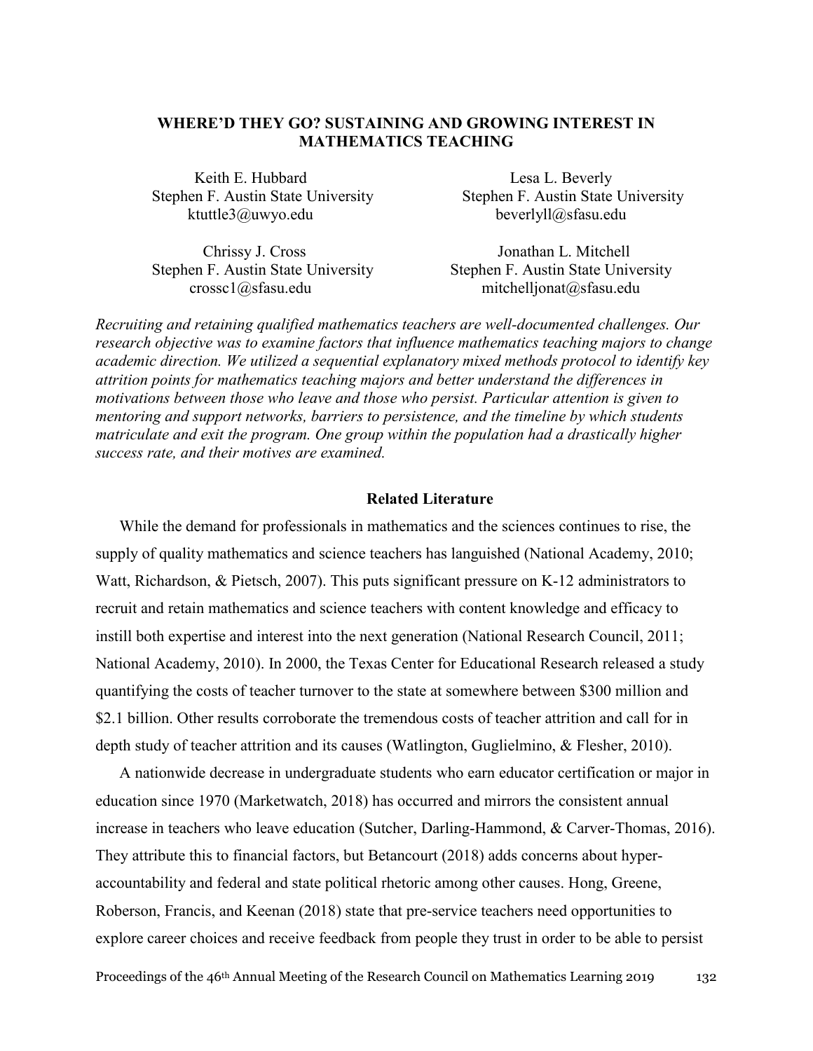# WHERE'D THEY GO? SUSTAINING AND GROWING INTEREST IN MATHEMATICS TEACHING

Keith E. Hubbard
Stephen F. Austin State University
ktuttle3@uwyo.edu

Lesa L. Beverly
Stephen F. Austin State University
beverlyll@sfasu.edu

Chrissy J. Cross
Stephen F. Austin State University
crossc1@sfasu.edu

Jonathan L. Mitchell
Stephen F. Austin State University
mitchelljonat@sfasu.edu

*Recruiting and retaining qualified mathematics teachers are well-documented challenges. Our research objective was to examine factors that influence mathematics teaching majors to change academic direction. We utilized a sequential explanatory mixed methods protocol to identify key attrition points for mathematics teaching majors and better understand the differences in motivations between those who leave and those who persist. Particular attention is given to mentoring and support networks, barriers to persistence, and the timeline by which students matriculate and exit the program. One group within the population had a drastically higher success rate, and their motives are examined.*

## Related Literature

While the demand for professionals in mathematics and the sciences continues to rise, the supply of quality mathematics and science teachers has languished (National Academy, 2010; Watt, Richardson, & Pietsch, 2007). This puts significant pressure on K-12 administrators to recruit and retain mathematics and science teachers with content knowledge and efficacy to instill both expertise and interest into the next generation (National Research Council, 2011; National Academy, 2010). In 2000, the Texas Center for Educational Research released a study quantifying the costs of teacher turnover to the state at somewhere between \$300 million and \$2.1 billion. Other results corroborate the tremendous costs of teacher attrition and call for in depth study of teacher attrition and its causes (Watlington, Guglielmino, & Flesher, 2010).

A nationwide decrease in undergraduate students who earn educator certification or major in education since 1970 (Marketwatch, 2018) has occurred and mirrors the consistent annual increase in teachers who leave education (Sutcher, Darling-Hammond, & Carver-Thomas, 2016). They attribute this to financial factors, but Betancourt (2018) adds concerns about hyper-accountability and federal and state political rhetoric among other causes. Hong, Greene, Roberson, Francis, and Keenan (2018) state that pre-service teachers need opportunities to explore career choices and receive feedback from people they trust in order to be able to persist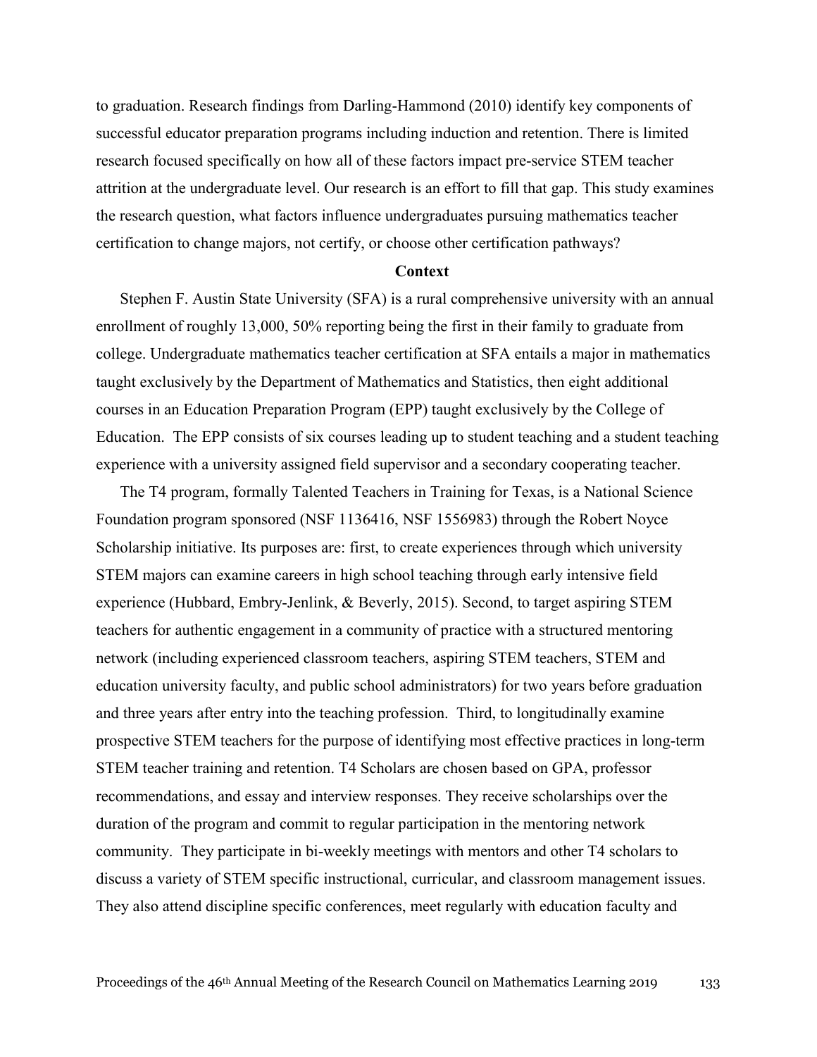to graduation. Research findings from Darling-Hammond (2010) identify key components of successful educator preparation programs including induction and retention. There is limited research focused specifically on how all of these factors impact pre-service STEM teacher attrition at the undergraduate level. Our research is an effort to fill that gap. This study examines the research question, what factors influence undergraduates pursuing mathematics teacher certification to change majors, not certify, or choose other certification pathways?

## Context

Stephen F. Austin State University (SFA) is a rural comprehensive university with an annual enrollment of roughly 13,000, 50% reporting being the first in their family to graduate from college. Undergraduate mathematics teacher certification at SFA entails a major in mathematics taught exclusively by the Department of Mathematics and Statistics, then eight additional courses in an Education Preparation Program (EPP) taught exclusively by the College of Education. The EPP consists of six courses leading up to student teaching and a student teaching experience with a university assigned field supervisor and a secondary cooperating teacher.

The T4 program, formally Talented Teachers in Training for Texas, is a National Science Foundation program sponsored (NSF 1136416, NSF 1556983) through the Robert Noyce Scholarship initiative. Its purposes are: first, to create experiences through which university STEM majors can examine careers in high school teaching through early intensive field experience (Hubbard, Embry-Jenlink, & Beverly, 2015). Second, to target aspiring STEM teachers for authentic engagement in a community of practice with a structured mentoring network (including experienced classroom teachers, aspiring STEM teachers, STEM and education university faculty, and public school administrators) for two years before graduation and three years after entry into the teaching profession. Third, to longitudinally examine prospective STEM teachers for the purpose of identifying most effective practices in long-term STEM teacher training and retention. T4 Scholars are chosen based on GPA, professor recommendations, and essay and interview responses. They receive scholarships over the duration of the program and commit to regular participation in the mentoring network community. They participate in bi-weekly meetings with mentors and other T4 scholars to discuss a variety of STEM specific instructional, curricular, and classroom management issues. They also attend discipline specific conferences, meet regularly with education faculty and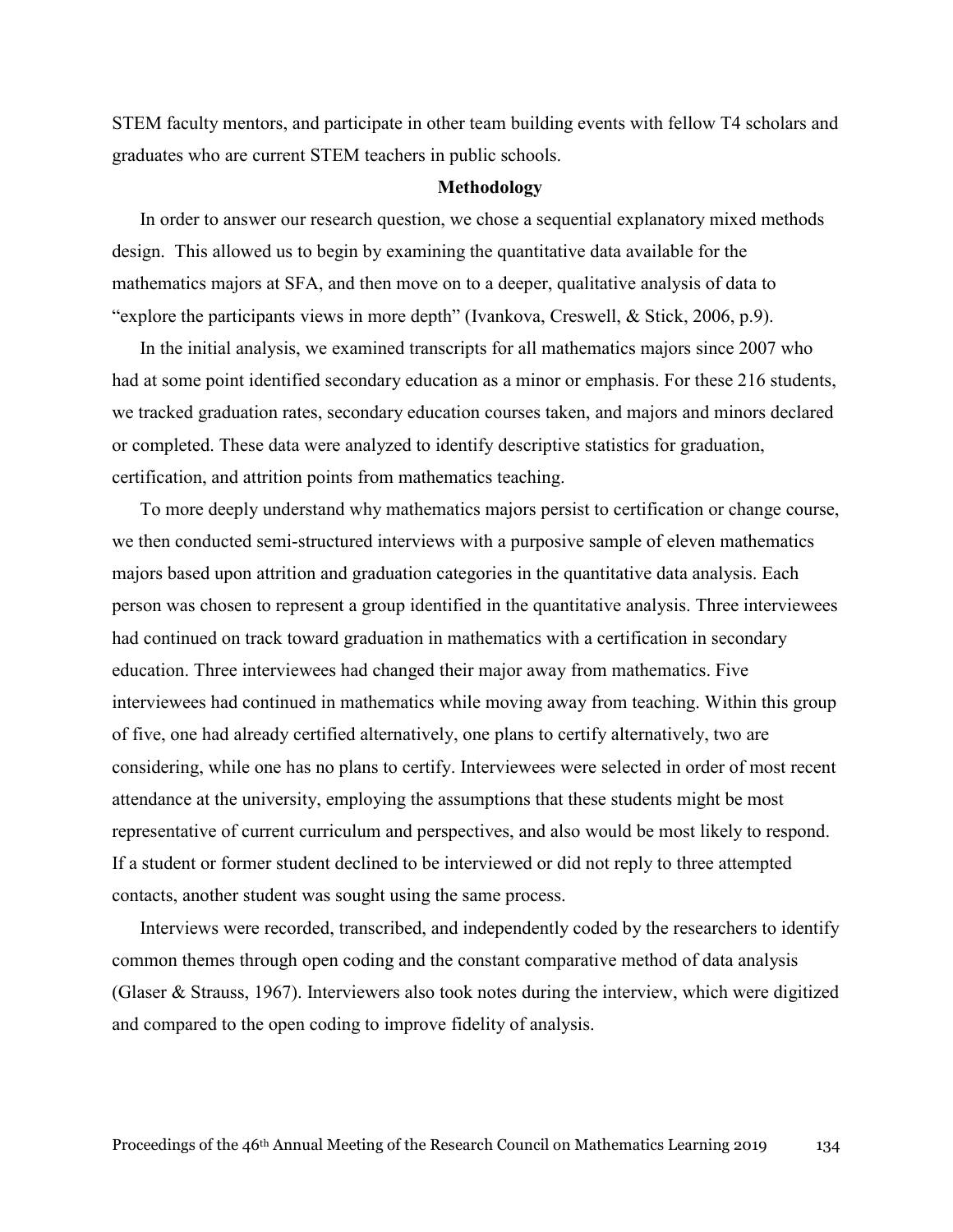STEM faculty mentors, and participate in other team building events with fellow T4 scholars and graduates who are current STEM teachers in public schools.

## Methodology

In order to answer our research question, we chose a sequential explanatory mixed methods design. This allowed us to begin by examining the quantitative data available for the mathematics majors at SFA, and then move on to a deeper, qualitative analysis of data to "explore the participants views in more depth" (Ivankova, Creswell, & Stick, 2006, p.9).

In the initial analysis, we examined transcripts for all mathematics majors since 2007 who had at some point identified secondary education as a minor or emphasis. For these 216 students, we tracked graduation rates, secondary education courses taken, and majors and minors declared or completed. These data were analyzed to identify descriptive statistics for graduation, certification, and attrition points from mathematics teaching.

To more deeply understand why mathematics majors persist to certification or change course, we then conducted semi-structured interviews with a purposive sample of eleven mathematics majors based upon attrition and graduation categories in the quantitative data analysis. Each person was chosen to represent a group identified in the quantitative analysis. Three interviewees had continued on track toward graduation in mathematics with a certification in secondary education. Three interviewees had changed their major away from mathematics. Five interviewees had continued in mathematics while moving away from teaching. Within this group of five, one had already certified alternatively, one plans to certify alternatively, two are considering, while one has no plans to certify. Interviewees were selected in order of most recent attendance at the university, employing the assumptions that these students might be most representative of current curriculum and perspectives, and also would be most likely to respond. If a student or former student declined to be interviewed or did not reply to three attempted contacts, another student was sought using the same process.

Interviews were recorded, transcribed, and independently coded by the researchers to identify common themes through open coding and the constant comparative method of data analysis (Glaser & Strauss, 1967). Interviewers also took notes during the interview, which were digitized and compared to the open coding to improve fidelity of analysis.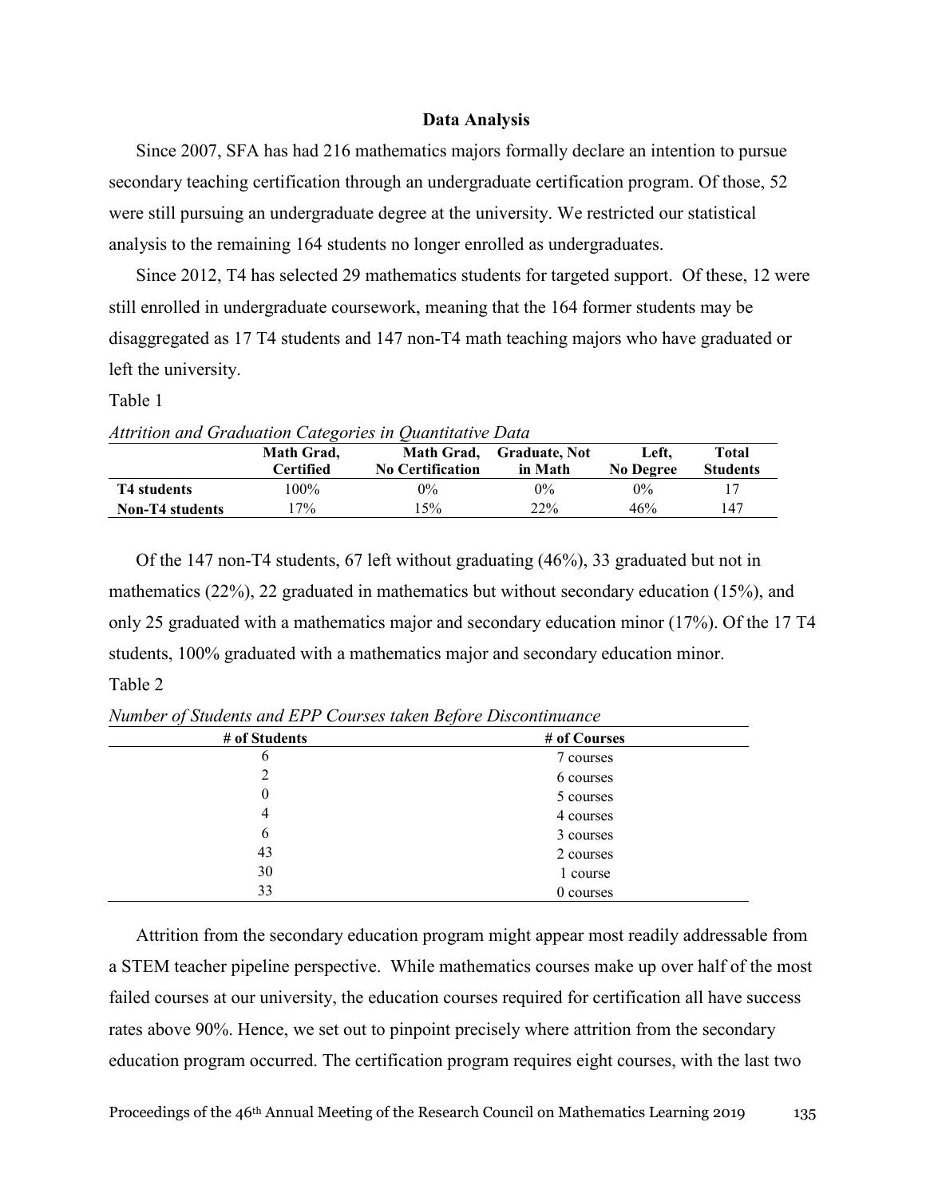## Data Analysis

Since 2007, SFA has had 216 mathematics majors formally declare an intention to pursue secondary teaching certification through an undergraduate certification program. Of those, 52 were still pursuing an undergraduate degree at the university. We restricted our statistical analysis to the remaining 164 students no longer enrolled as undergraduates.

Since 2012, T4 has selected 29 mathematics students for targeted support. Of these, 12 were still enrolled in undergraduate coursework, meaning that the 164 former students may be disaggregated as 17 T4 students and 147 non-T4 math teaching majors who have graduated or left the university.

Table 1

*Attrition and Graduation Categories in Quantitative Data*

| | Math Grad, Certified | Math Grad, No Certification | Graduate, Not in Math | Left, No Degree | Total Students |
|---|---|---|---|---|---|
| **T4 students** | 100% | 0% | 0% | 0% | 17 |
| **Non-T4 students** | 17% | 15% | 22% | 46% | 147 |

Of the 147 non-T4 students, 67 left without graduating (46%), 33 graduated but not in mathematics (22%), 22 graduated in mathematics but without secondary education (15%), and only 25 graduated with a mathematics major and secondary education minor (17%). Of the 17 T4 students, 100% graduated with a mathematics major and secondary education minor.

Table 2

*Number of Students and EPP Courses taken Before Discontinuance*

| # of Students | # of Courses |
|---|---|
| 6 | 7 courses |
| 2 | 6 courses |
| 0 | 5 courses |
| 4 | 4 courses |
| 6 | 3 courses |
| 43 | 2 courses |
| 30 | 1 course |
| 33 | 0 courses |

Attrition from the secondary education program might appear most readily addressable from a STEM teacher pipeline perspective. While mathematics courses make up over half of the most failed courses at our university, the education courses required for certification all have success rates above 90%. Hence, we set out to pinpoint precisely where attrition from the secondary education program occurred. The certification program requires eight courses, with the last two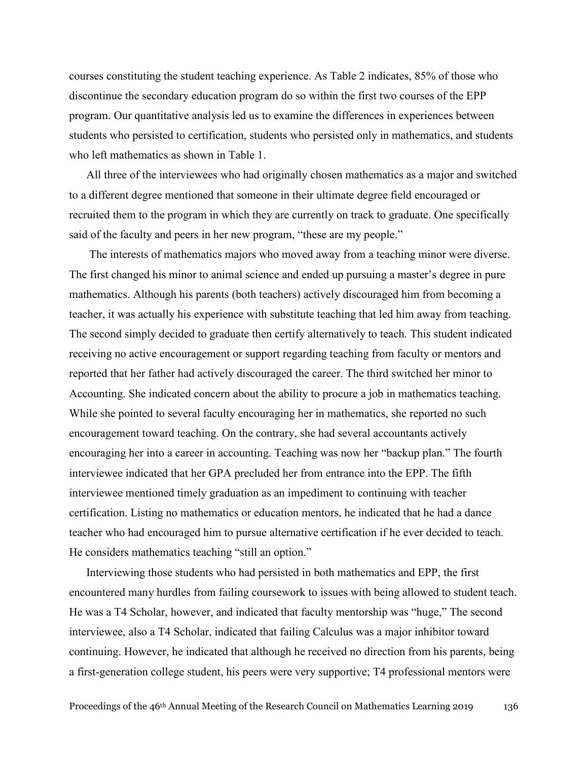courses constituting the student teaching experience. As Table 2 indicates, 85% of those who discontinue the secondary education program do so within the first two courses of the EPP program. Our quantitative analysis led us to examine the differences in experiences between students who persisted to certification, students who persisted only in mathematics, and students who left mathematics as shown in Table 1.

All three of the interviewees who had originally chosen mathematics as a major and switched to a different degree mentioned that someone in their ultimate degree field encouraged or recruited them to the program in which they are currently on track to graduate. One specifically said of the faculty and peers in her new program, "these are my people."

The interests of mathematics majors who moved away from a teaching minor were diverse. The first changed his minor to animal science and ended up pursuing a master's degree in pure mathematics. Although his parents (both teachers) actively discouraged him from becoming a teacher, it was actually his experience with substitute teaching that led him away from teaching. The second simply decided to graduate then certify alternatively to teach. This student indicated receiving no active encouragement or support regarding teaching from faculty or mentors and reported that her father had actively discouraged the career. The third switched her minor to Accounting. She indicated concern about the ability to procure a job in mathematics teaching. While she pointed to several faculty encouraging her in mathematics, she reported no such encouragement toward teaching. On the contrary, she had several accountants actively encouraging her into a career in accounting. Teaching was now her "backup plan." The fourth interviewee indicated that her GPA precluded her from entrance into the EPP. The fifth interviewee mentioned timely graduation as an impediment to continuing with teacher certification. Listing no mathematics or education mentors, he indicated that he had a dance teacher who had encouraged him to pursue alternative certification if he ever decided to teach. He considers mathematics teaching "still an option."

Interviewing those students who had persisted in both mathematics and EPP, the first encountered many hurdles from failing coursework to issues with being allowed to student teach. He was a T4 Scholar, however, and indicated that faculty mentorship was "huge," The second interviewee, also a T4 Scholar, indicated that failing Calculus was a major inhibitor toward continuing. However, he indicated that although he received no direction from his parents, being a first-generation college student, his peers were very supportive; T4 professional mentors were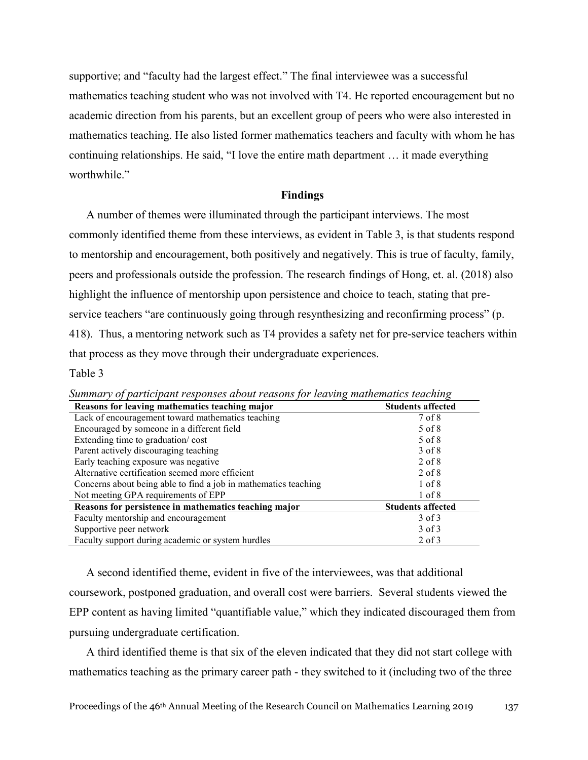supportive; and "faculty had the largest effect." The final interviewee was a successful mathematics teaching student who was not involved with T4. He reported encouragement but no academic direction from his parents, but an excellent group of peers who were also interested in mathematics teaching. He also listed former mathematics teachers and faculty with whom he has continuing relationships. He said, "I love the entire math department … it made everything worthwhile."

## Findings

A number of themes were illuminated through the participant interviews. The most commonly identified theme from these interviews, as evident in Table 3, is that students respond to mentorship and encouragement, both positively and negatively. This is true of faculty, family, peers and professionals outside the profession. The research findings of Hong, et. al. (2018) also highlight the influence of mentorship upon persistence and choice to teach, stating that pre-service teachers "are continuously going through resynthesizing and reconfirming process" (p. 418). Thus, a mentoring network such as T4 provides a safety net for pre-service teachers within that process as they move through their undergraduate experiences.

Table 3

*Summary of participant responses about reasons for leaving mathematics teaching*

| **Reasons for leaving mathematics teaching major** | **Students affected** |
|---|---|
| Lack of encouragement toward mathematics teaching | 7 of 8 |
| Encouraged by someone in a different field | 5 of 8 |
| Extending time to graduation/ cost | 5 of 8 |
| Parent actively discouraging teaching | 3 of 8 |
| Early teaching exposure was negative | 2 of 8 |
| Alternative certification seemed more efficient | 2 of 8 |
| Concerns about being able to find a job in mathematics teaching | 1 of 8 |
| Not meeting GPA requirements of EPP | 1 of 8 |
| **Reasons for persistence in mathematics teaching major** | **Students affected** |
| Faculty mentorship and encouragement | 3 of 3 |
| Supportive peer network | 3 of 3 |
| Faculty support during academic or system hurdles | 2 of 3 |

A second identified theme, evident in five of the interviewees, was that additional coursework, postponed graduation, and overall cost were barriers. Several students viewed the EPP content as having limited "quantifiable value," which they indicated discouraged them from pursuing undergraduate certification.

A third identified theme is that six of the eleven indicated that they did not start college with mathematics teaching as the primary career path - they switched to it (including two of the three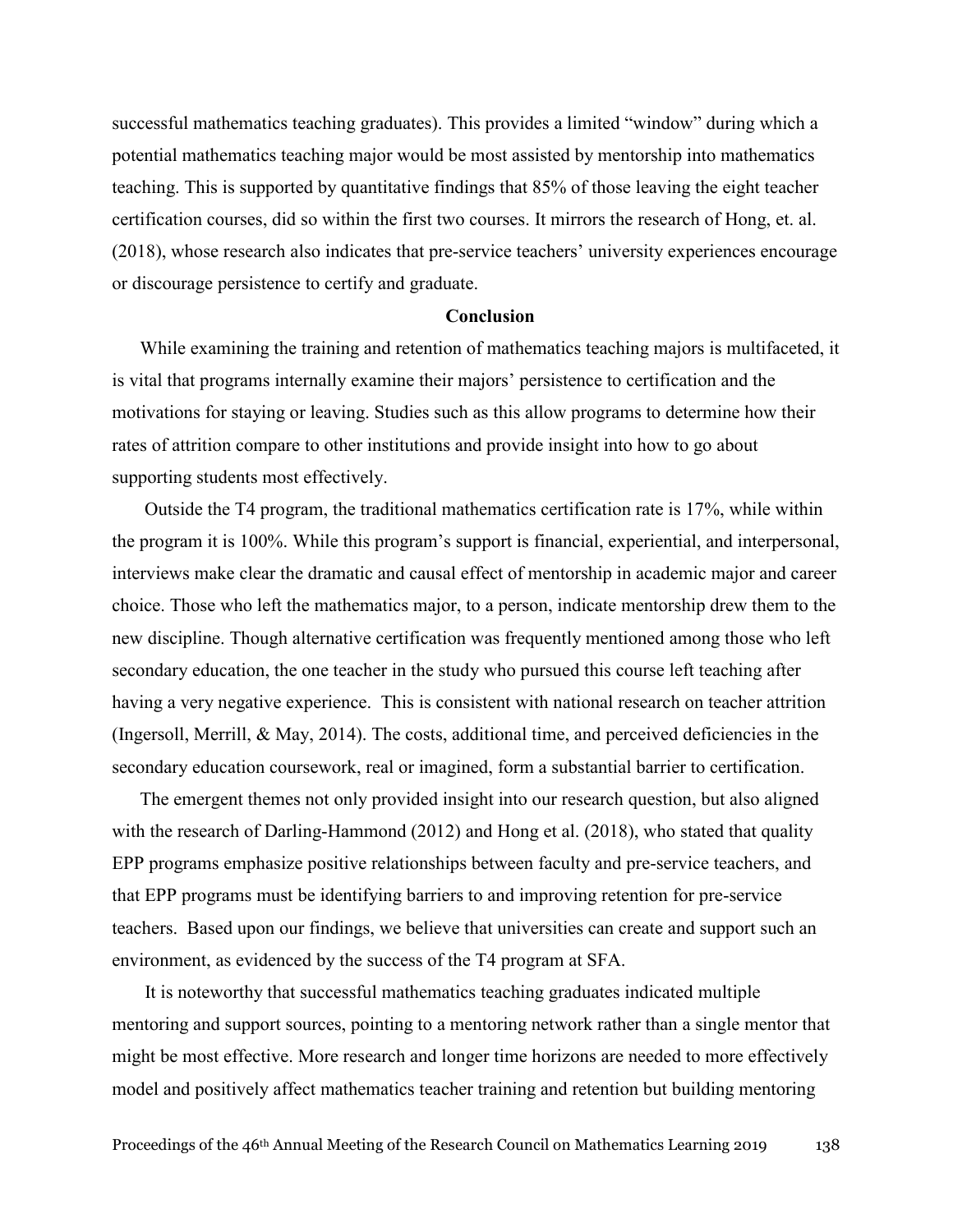successful mathematics teaching graduates). This provides a limited "window" during which a potential mathematics teaching major would be most assisted by mentorship into mathematics teaching. This is supported by quantitative findings that 85% of those leaving the eight teacher certification courses, did so within the first two courses. It mirrors the research of Hong, et. al. (2018), whose research also indicates that pre-service teachers' university experiences encourage or discourage persistence to certify and graduate.

## Conclusion

While examining the training and retention of mathematics teaching majors is multifaceted, it is vital that programs internally examine their majors' persistence to certification and the motivations for staying or leaving. Studies such as this allow programs to determine how their rates of attrition compare to other institutions and provide insight into how to go about supporting students most effectively.

Outside the T4 program, the traditional mathematics certification rate is 17%, while within the program it is 100%. While this program's support is financial, experiential, and interpersonal, interviews make clear the dramatic and causal effect of mentorship in academic major and career choice. Those who left the mathematics major, to a person, indicate mentorship drew them to the new discipline. Though alternative certification was frequently mentioned among those who left secondary education, the one teacher in the study who pursued this course left teaching after having a very negative experience. This is consistent with national research on teacher attrition (Ingersoll, Merrill, & May, 2014). The costs, additional time, and perceived deficiencies in the secondary education coursework, real or imagined, form a substantial barrier to certification.

The emergent themes not only provided insight into our research question, but also aligned with the research of Darling-Hammond (2012) and Hong et al. (2018), who stated that quality EPP programs emphasize positive relationships between faculty and pre-service teachers, and that EPP programs must be identifying barriers to and improving retention for pre-service teachers. Based upon our findings, we believe that universities can create and support such an environment, as evidenced by the success of the T4 program at SFA.

It is noteworthy that successful mathematics teaching graduates indicated multiple mentoring and support sources, pointing to a mentoring network rather than a single mentor that might be most effective. More research and longer time horizons are needed to more effectively model and positively affect mathematics teacher training and retention but building mentoring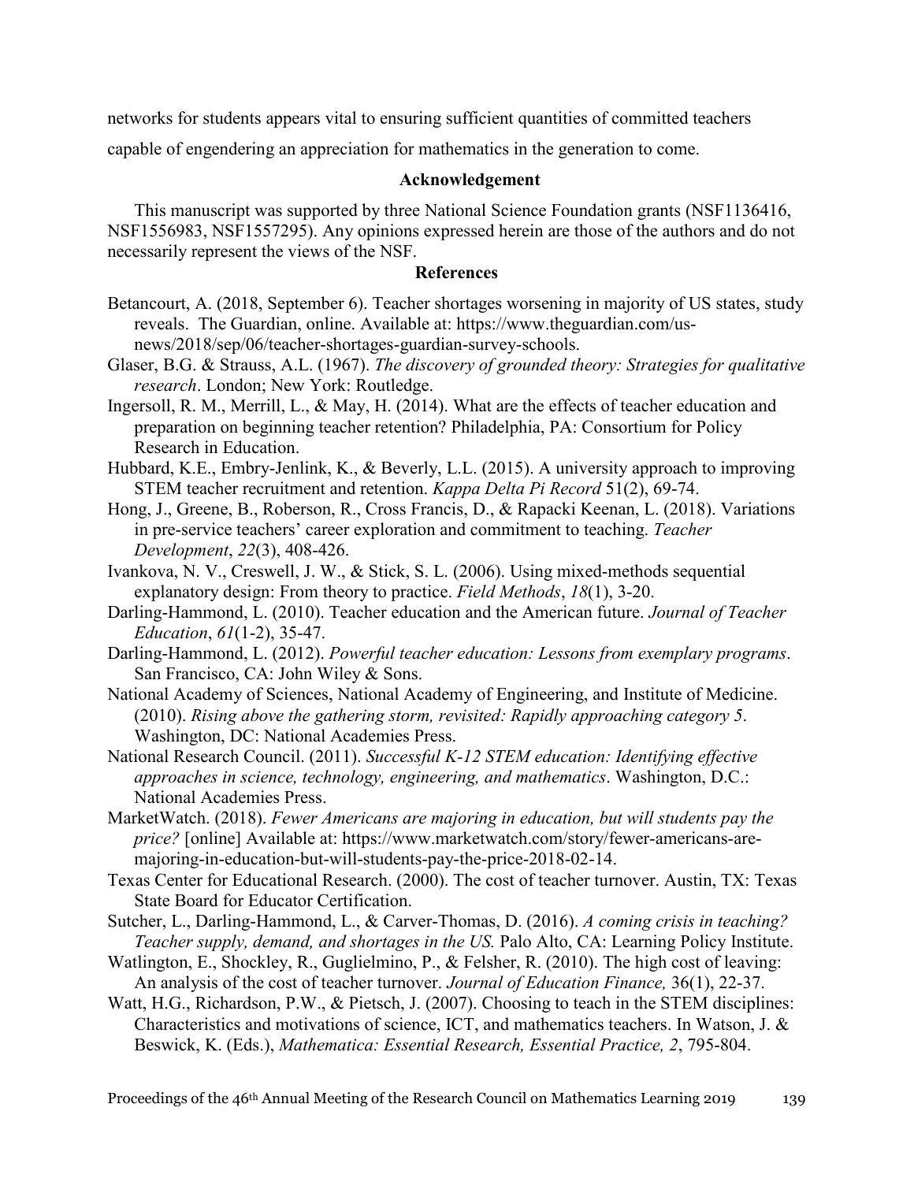networks for students appears vital to ensuring sufficient quantities of committed teachers capable of engendering an appreciation for mathematics in the generation to come.

## Acknowledgement

This manuscript was supported by three National Science Foundation grants (NSF1136416, NSF1556983, NSF1557295). Any opinions expressed herein are those of the authors and do not necessarily represent the views of the NSF.

## References

Betancourt, A. (2018, September 6). Teacher shortages worsening in majority of US states, study reveals. The Guardian, online. Available at: https://www.theguardian.com/us-news/2018/sep/06/teacher-shortages-guardian-survey-schools.

Glaser, B.G. & Strauss, A.L. (1967). *The discovery of grounded theory: Strategies for qualitative research*. London; New York: Routledge.

Ingersoll, R. M., Merrill, L., & May, H. (2014). What are the effects of teacher education and preparation on beginning teacher retention? Philadelphia, PA: Consortium for Policy Research in Education.

Hubbard, K.E., Embry-Jenlink, K., & Beverly, L.L. (2015). A university approach to improving STEM teacher recruitment and retention. *Kappa Delta Pi Record* 51(2), 69-74.

Hong, J., Greene, B., Roberson, R., Cross Francis, D., & Rapacki Keenan, L. (2018). Variations in pre-service teachers' career exploration and commitment to teaching. *Teacher Development*, *22*(3), 408-426.

Ivankova, N. V., Creswell, J. W., & Stick, S. L. (2006). Using mixed-methods sequential explanatory design: From theory to practice. *Field Methods*, *18*(1), 3-20.

Darling-Hammond, L. (2010). Teacher education and the American future. *Journal of Teacher Education*, *61*(1-2), 35-47.

Darling-Hammond, L. (2012). *Powerful teacher education: Lessons from exemplary programs*. San Francisco, CA: John Wiley & Sons.

National Academy of Sciences, National Academy of Engineering, and Institute of Medicine. (2010). *Rising above the gathering storm, revisited: Rapidly approaching category 5*. Washington, DC: National Academies Press.

National Research Council. (2011). *Successful K-12 STEM education: Identifying effective approaches in science, technology, engineering, and mathematics*. Washington, D.C.: National Academies Press.

MarketWatch. (2018). *Fewer Americans are majoring in education, but will students pay the price?* [online] Available at: https://www.marketwatch.com/story/fewer-americans-are-majoring-in-education-but-will-students-pay-the-price-2018-02-14.

Texas Center for Educational Research. (2000). The cost of teacher turnover. Austin, TX: Texas State Board for Educator Certification.

Sutcher, L., Darling-Hammond, L., & Carver-Thomas, D. (2016). *A coming crisis in teaching? Teacher supply, demand, and shortages in the US.* Palo Alto, CA: Learning Policy Institute.

Watlington, E., Shockley, R., Guglielmino, P., & Felsher, R. (2010). The high cost of leaving: An analysis of the cost of teacher turnover. *Journal of Education Finance,* 36(1), 22-37.

Watt, H.G., Richardson, P.W., & Pietsch, J. (2007). Choosing to teach in the STEM disciplines: Characteristics and motivations of science, ICT, and mathematics teachers. In Watson, J. & Beswick, K. (Eds.), *Mathematica: Essential Research, Essential Practice, 2*, 795-804.